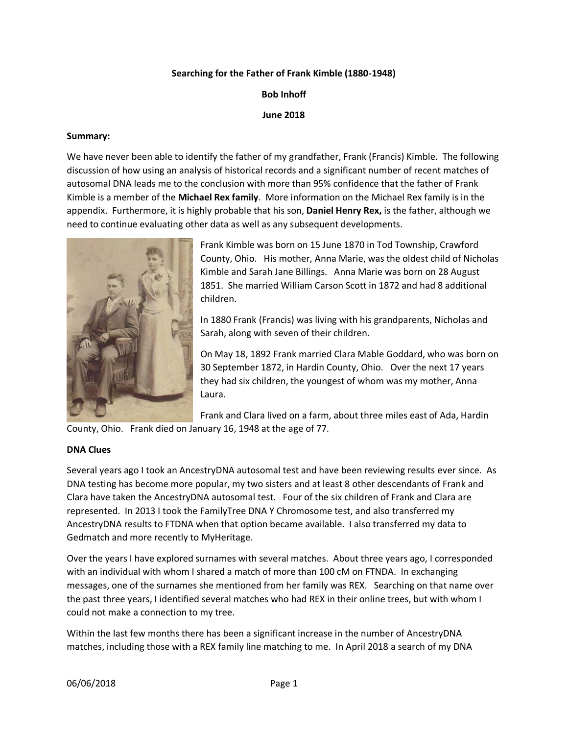**Searching for the Father of Frank Kimble (1880-1948)**

**Bob Inhoff**

**June 2018**

**Summary:**

We have never been able to identify the father of my grandfather, Frank (Francis) Kimble. The following discussion of how using an analysis of historical records and a significant number of recent matches of autosomal DNA leads me to the conclusion with more than 95% confidence that the father of Frank Kimble is a member of the **Michael Rex family**. More information on the Michael Rex family is in the appendix. Furthermore, it is highly probable that his son, **Daniel Henry Rex,** is the father, although we need to continue evaluating other data as well as any subsequent developments.

Frank Kimble was born on 15 June 1870 in Tod Township, Crawford County, Ohio. His mother, Anna Marie, was the oldest child of Nicholas Kimble and Sarah Jane Billings. Anna Marie was born on 28 August 1851. She married William Carson Scott in 1872 and had 8 additional children.

In 1880 Frank (Francis) was living with his grandparents, Nicholas and Sarah, along with seven of their children.

On May 18, 1892 Frank married Clara Mable Goddard, who was born on 30 September 1872, in Hardin County, Ohio. Over the next 17 years they had six children, the youngest of whom was my mother, Anna Laura.

Frank and Clara lived on a farm, about three miles east of Ada, Hardin County, Ohio. Frank died on January 16, 1948 at the age of 77.

**DNA Clues**

Several years ago I took an AncestryDNA autosomal test and have been reviewing results ever since. As DNA testing has become more popular, my two sisters and at least 8 other descendants of Frank and Clara have taken the AncestryDNA autosomal test. Four of the six children of Frank and Clara are represented. In 2013 I took the FamilyTree DNA Y Chromosome test, and also transferred my AncestryDNA results to FTDNA when that option became available. I also transferred my data to Gedmatch and more recently to MyHeritage.

Over the years I have explored surnames with several matches. About three years ago, I corresponded with an individual with whom I shared a match of more than 100 cM on FTNDA. In exchanging messages, one of the surnames she mentioned from her family was REX. Searching on that name over the past three years, I identified several matches who had REX in their online trees, but with whom I could not make a connection to my tree.

Within the last few months there has been a significant increase in the number of AncestryDNA matches, including those with a REX family line matching to me. In April 2018 a search of my DNA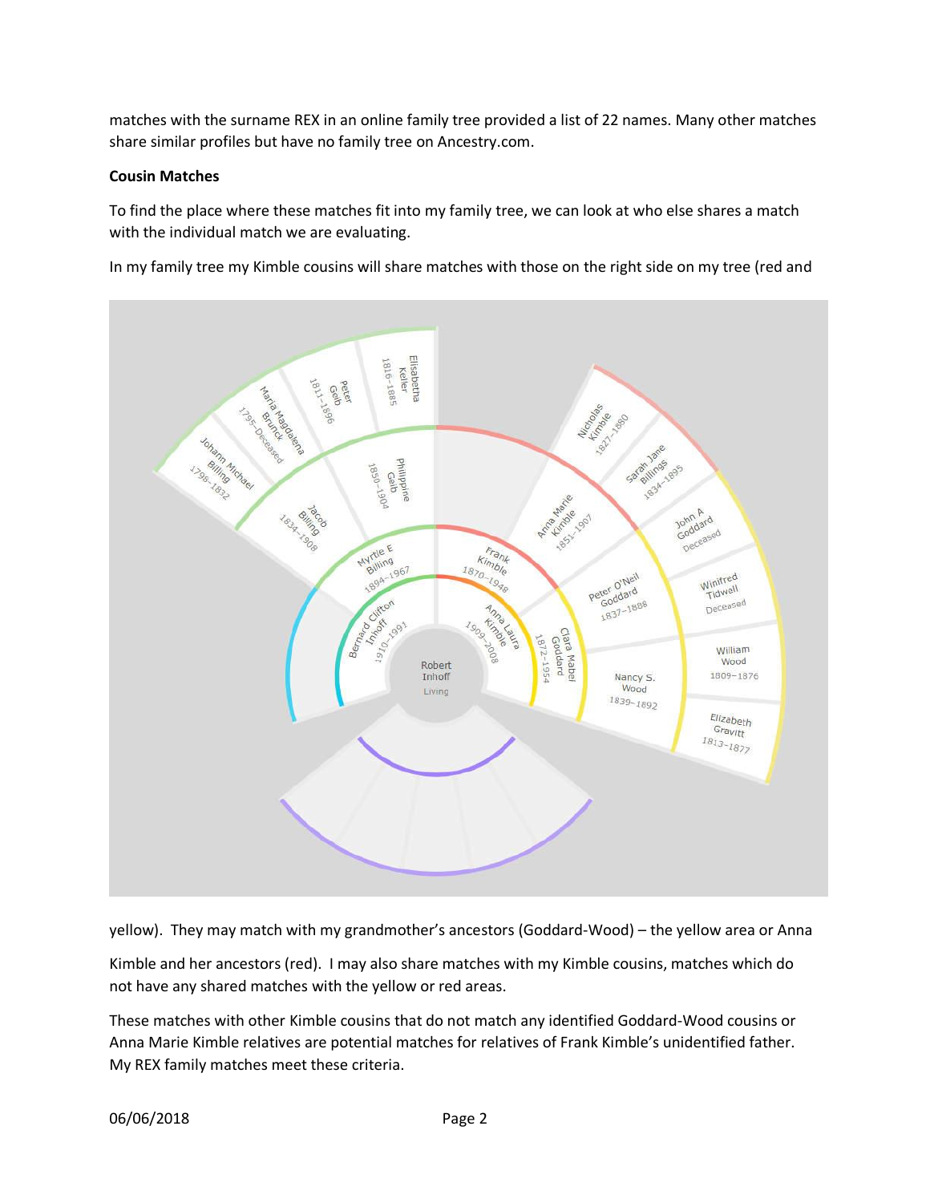matches with the surname REX in an online family tree provided a list of 22 names. Many other matches share similar profiles but have no family tree on Ancestry.com.

**Cousin Matches**

To find the place where these matches fit into my family tree, we can look at who else shares a match with the individual match we are evaluating.

In my family tree my Kimble cousins will share matches with those on the right side on my tree (red and yellow). They may match with my grandmother's ancestors (Goddard-Wood) – the yellow area or Anna Kimble and her ancestors (red). I may also share matches with my Kimble cousins, matches which do not have any shared matches with the yellow or red areas.

These matches with other Kimble cousins that do not match any identified Goddard-Wood cousins or Anna Marie Kimble relatives are potential matches for relatives of Frank Kimble's unidentified father. My REX family matches meet these criteria.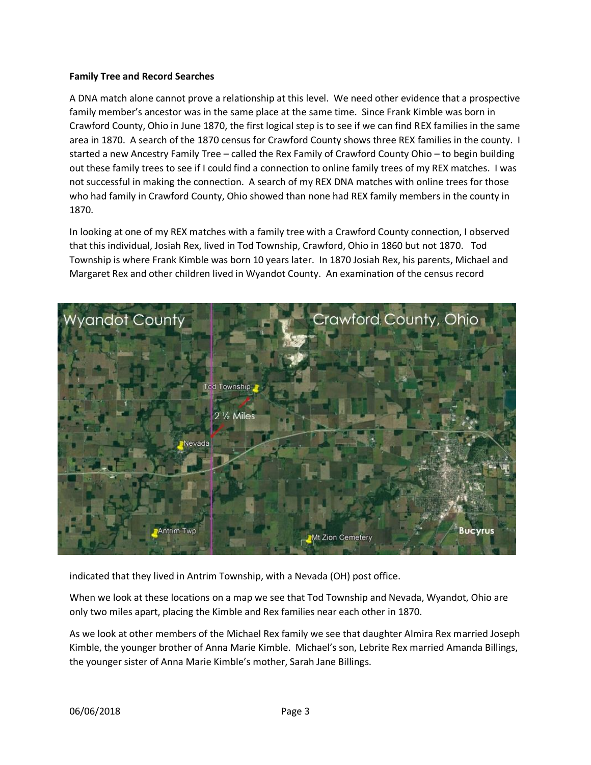**Family Tree and Record Searches**

A DNA match alone cannot prove a relationship at this level. We need other evidence that a prospective family member's ancestor was in the same place at the same time. Since Frank Kimble was born in Crawford County, Ohio in June 1870, the first logical step is to see if we can find REX families in the same area in 1870. A search of the 1870 census for Crawford County shows three REX families in the county. I started a new Ancestry Family Tree – called the Rex Family of Crawford County Ohio – to begin building out these family trees to see if I could find a connection to online family trees of my REX matches. I was not successful in making the connection. A search of my REX DNA matches with online trees for those who had family in Crawford County, Ohio showed than none had REX family members in the county in 1870.

In looking at one of my REX matches with a family tree with a Crawford County connection, I observed that this individual, Josiah Rex, lived in Tod Township, Crawford, Ohio in 1860 but not 1870. Tod Township is where Frank Kimble was born 10 years later. In 1870 Josiah Rex, his parents, Michael and Margaret Rex and other children lived in Wyandot County. An examination of the census record indicated that they lived in Antrim Township, with a Nevada (OH) post office.

When we look at these locations on a map we see that Tod Township and Nevada, Wyandot, Ohio are only two miles apart, placing the Kimble and Rex families near each other in 1870.

As we look at other members of the Michael Rex family we see that daughter Almira Rex married Joseph Kimble, the younger brother of Anna Marie Kimble. Michael's son, Lebrite Rex married Amanda Billings, the younger sister of Anna Marie Kimble's mother, Sarah Jane Billings.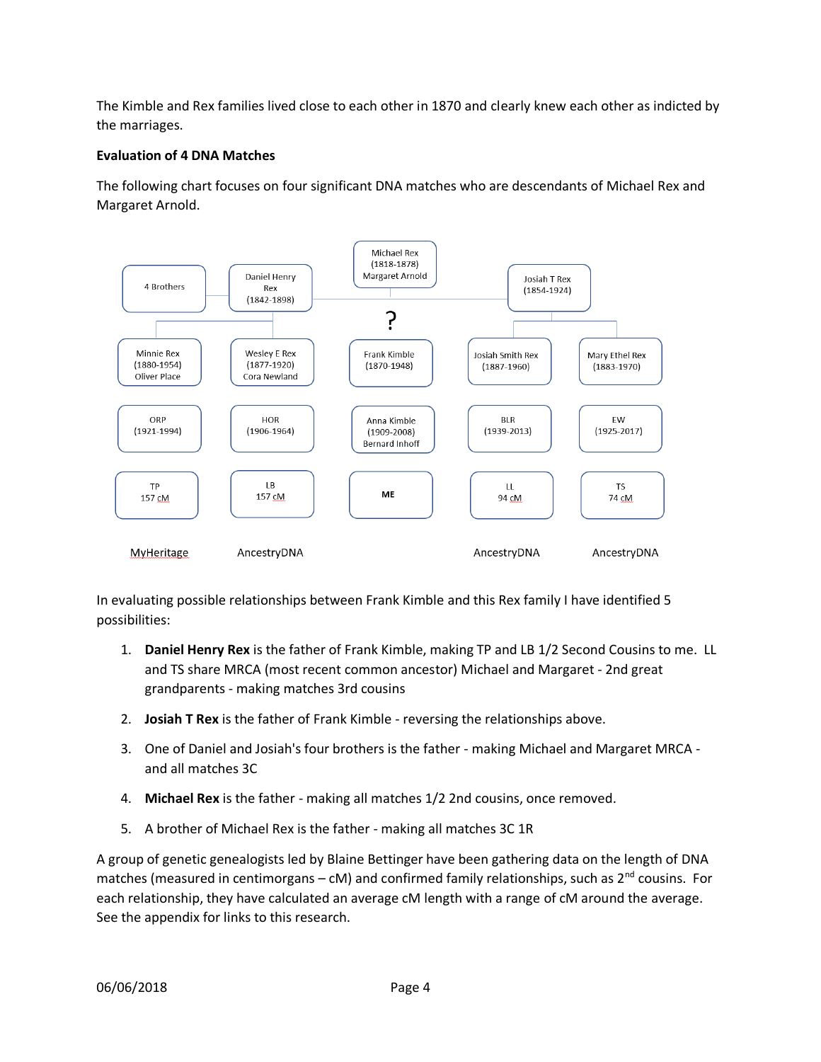The Kimble and Rex families lived close to each other in 1870 and clearly knew each other as indicted by the marriages.

**Evaluation of 4 DNA Matches**

The following chart focuses on four significant DNA matches who are descendants of Michael Rex and Margaret Arnold.

| 4 Brothers | Daniel Henry Rex (1842-1898) | Michael Rex (1818-1878) Margaret Arnold | Josiah T Rex (1854-1924) | |
|---|---|---|---|---|
| | | ? | | |
| Minnie Rex (1880-1954) Oliver Place | Wesley E Rex (1877-1920) Cora Newland | Frank Kimble (1870-1948) | Josiah Smith Rex (1887-1960) | Mary Ethel Rex (1883-1970) |
| ORP (1921-1994) | HOR (1906-1964) | Anna Kimble (1909-2008) Bernard Inhoff | BLR (1939-2013) | EW (1925-2017) |
| TP 157 cM | LB 157 cM | **ME** | LL 94 cM | TS 74 cM |
| MyHeritage | AncestryDNA | | AncestryDNA | AncestryDNA |

In evaluating possible relationships between Frank Kimble and this Rex family I have identified 5 possibilities:

1. **Daniel Henry Rex** is the father of Frank Kimble, making TP and LB 1/2 Second Cousins to me. LL and TS share MRCA (most recent common ancestor) Michael and Margaret - 2nd great grandparents - making matches 3rd cousins
2. **Josiah T Rex** is the father of Frank Kimble - reversing the relationships above.
3. One of Daniel and Josiah's four brothers is the father - making Michael and Margaret MRCA - and all matches 3C
4. **Michael Rex** is the father - making all matches 1/2 2nd cousins, once removed.
5. A brother of Michael Rex is the father - making all matches 3C 1R

A group of genetic genealogists led by Blaine Bettinger have been gathering data on the length of DNA matches (measured in centimorgans – cM) and confirmed family relationships, such as 2nd cousins. For each relationship, they have calculated an average cM length with a range of cM around the average. See the appendix for links to this research.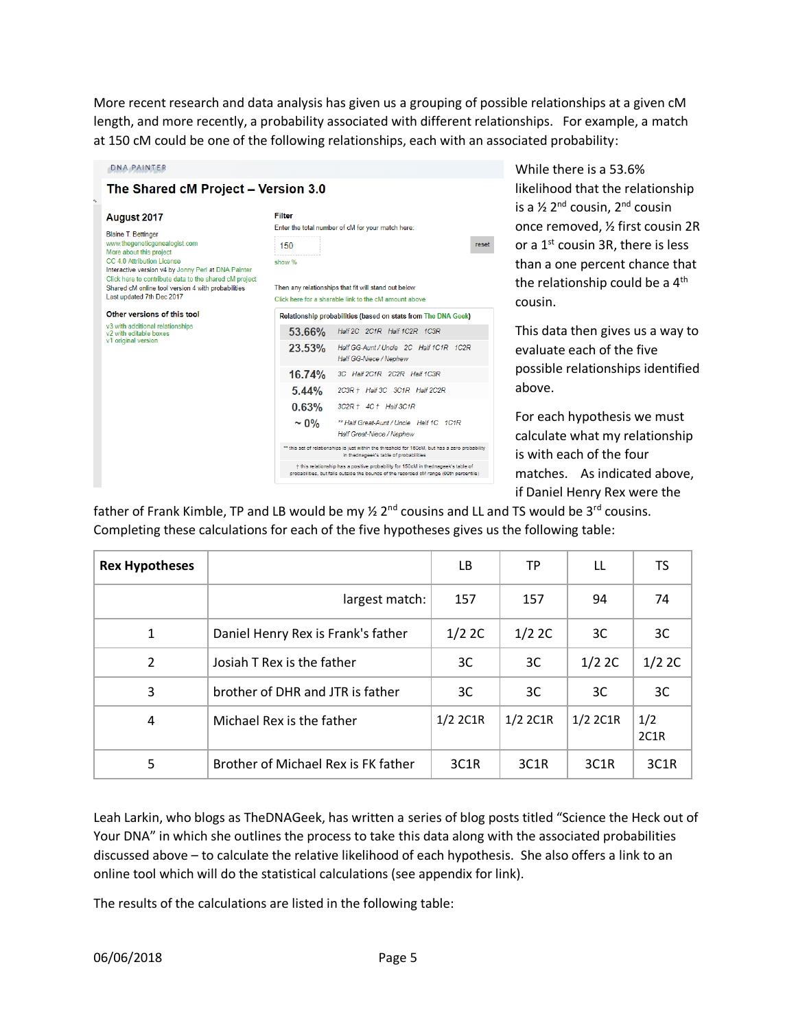More recent research and data analysis has given us a grouping of possible relationships at a given cM length, and more recently, a probability associated with different relationships. For example, a match at 150 cM could be one of the following relationships, each with an associated probability:

DNA PAINTER

**The Shared cM Project – Version 3.0**

**August 2017**

Blaine T. Bettinger
www.thegeneticgenealogist.com
More about this project
CC 4.0 Attribution License
Interactive version v4 by Jonny Perl at DNA Painter
Click here to contribute data to the shared cM project
Shared cM online tool version 4 with probabilities
Last updated 7th Dec 2017

**Other versions of this tool**

v3 with additional relationships
v2 with editable boxes
v1 original version

**Filter**

Enter the total number of cM for your match here:

150 | reset

show %

Then any relationships that fit will stand out below

Click here for a sharable link to the cM amount above

**Relationship probabilities (based on stats from The DNA Geek)**

| Probability | Relationships |
|---|---|
| 53.66% | Half 2C, 2C1R, Half 1C2R, 1C3R |
| 23.53% | Half GG-Aunt / Uncle, 2C, Half 1C1R, 1C2R, Half GG-Niece / Nephew |
| 16.74% | 3C, Half 2C1R, 2C2R, Half 1C3R |
| 5.44% | 2C3R †, Half 3C, 3C1R, Half 2C2R |
| 0.63% | 3C2R †, 4C †, Half 3C1R |
| ~ 0% | ** Half Great-Aunt / Uncle, Half 1C, 1C1R, Half Great-Niece / Nephew |

** this set of relationships is just within the threshold for 150cM, but has a zero probability in thednageek's table of probabilities

† this relationship has a positive probability for 150cM in thednageek's table of probabilities, but falls outside the bounds of the recorded cM range (99th percentile)

While there is a 53.6% likelihood that the relationship is a ½ 2nd cousin, 2nd cousin once removed, ½ first cousin 2R or a 1st cousin 3R, there is less than a one percent chance that the relationship could be a 4th cousin.

This data then gives us a way to evaluate each of the five possible relationships identified above.

For each hypothesis we must calculate what my relationship is with each of the four matches. As indicated above, if Daniel Henry Rex were the father of Frank Kimble, TP and LB would be my ½ 2nd cousins and LL and TS would be 3rd cousins. Completing these calculations for each of the five hypotheses gives us the following table:

| **Rex Hypotheses** | | LB | TP | LL | TS |
|---|---|---|---|---|---|
| | largest match: | 157 | 157 | 94 | 74 |
| 1 | Daniel Henry Rex is Frank's father | 1/2 2C | 1/2 2C | 3C | 3C |
| 2 | Josiah T Rex is the father | 3C | 3C | 1/2 2C | 1/2 2C |
| 3 | brother of DHR and JTR is father | 3C | 3C | 3C | 3C |
| 4 | Michael Rex is the father | 1/2 2C1R | 1/2 2C1R | 1/2 2C1R | 1/2 2C1R |
| 5 | Brother of Michael Rex is FK father | 3C1R | 3C1R | 3C1R | 3C1R |

Leah Larkin, who blogs as TheDNAGeek, has written a series of blog posts titled "Science the Heck out of Your DNA" in which she outlines the process to take this data along with the associated probabilities discussed above – to calculate the relative likelihood of each hypothesis. She also offers a link to an online tool which will do the statistical calculations (see appendix for link).

The results of the calculations are listed in the following table: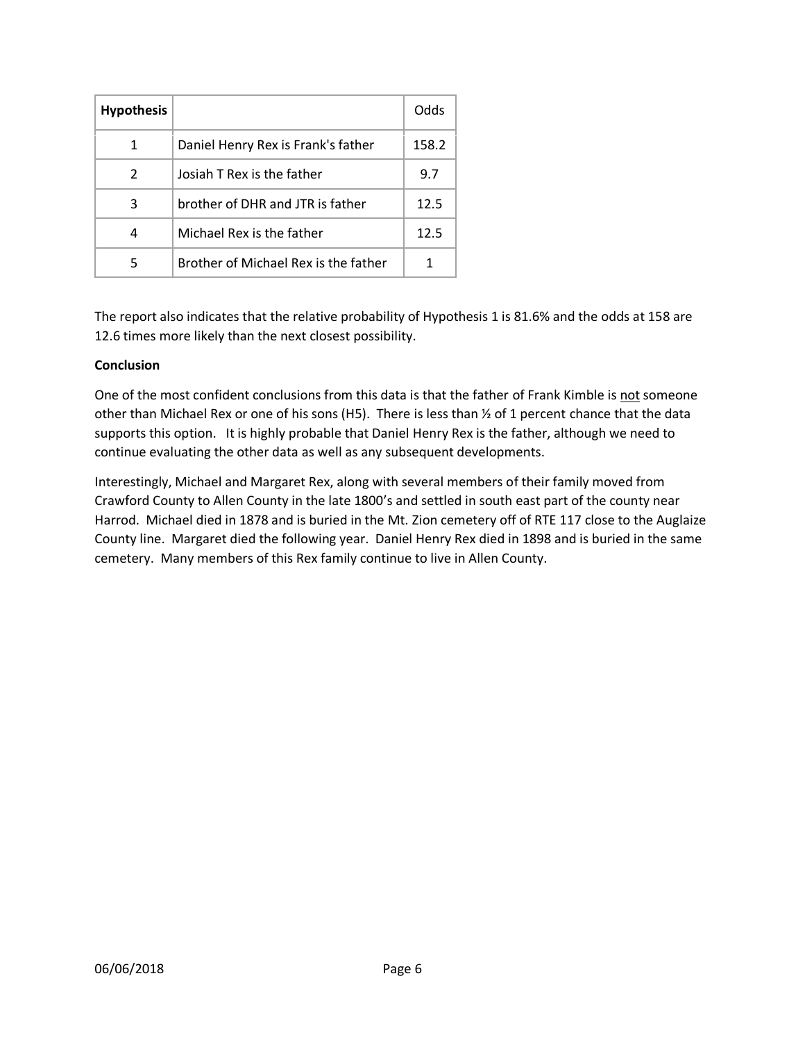| **Hypothesis** | | Odds |
|---|---|---|
| 1 | Daniel Henry Rex is Frank's father | 158.2 |
| 2 | Josiah T Rex is the father | 9.7 |
| 3 | brother of DHR and JTR is father | 12.5 |
| 4 | Michael Rex is the father | 12.5 |
| 5 | Brother of Michael Rex is the father | 1 |

The report also indicates that the relative probability of Hypothesis 1 is 81.6% and the odds at 158 are 12.6 times more likely than the next closest possibility.

**Conclusion**

One of the most confident conclusions from this data is that the father of Frank Kimble is not someone other than Michael Rex or one of his sons (H5). There is less than ½ of 1 percent chance that the data supports this option. It is highly probable that Daniel Henry Rex is the father, although we need to continue evaluating the other data as well as any subsequent developments.

Interestingly, Michael and Margaret Rex, along with several members of their family moved from Crawford County to Allen County in the late 1800's and settled in south east part of the county near Harrod. Michael died in 1878 and is buried in the Mt. Zion cemetery off of RTE 117 close to the Auglaize County line. Margaret died the following year. Daniel Henry Rex died in 1898 and is buried in the same cemetery. Many members of this Rex family continue to live in Allen County.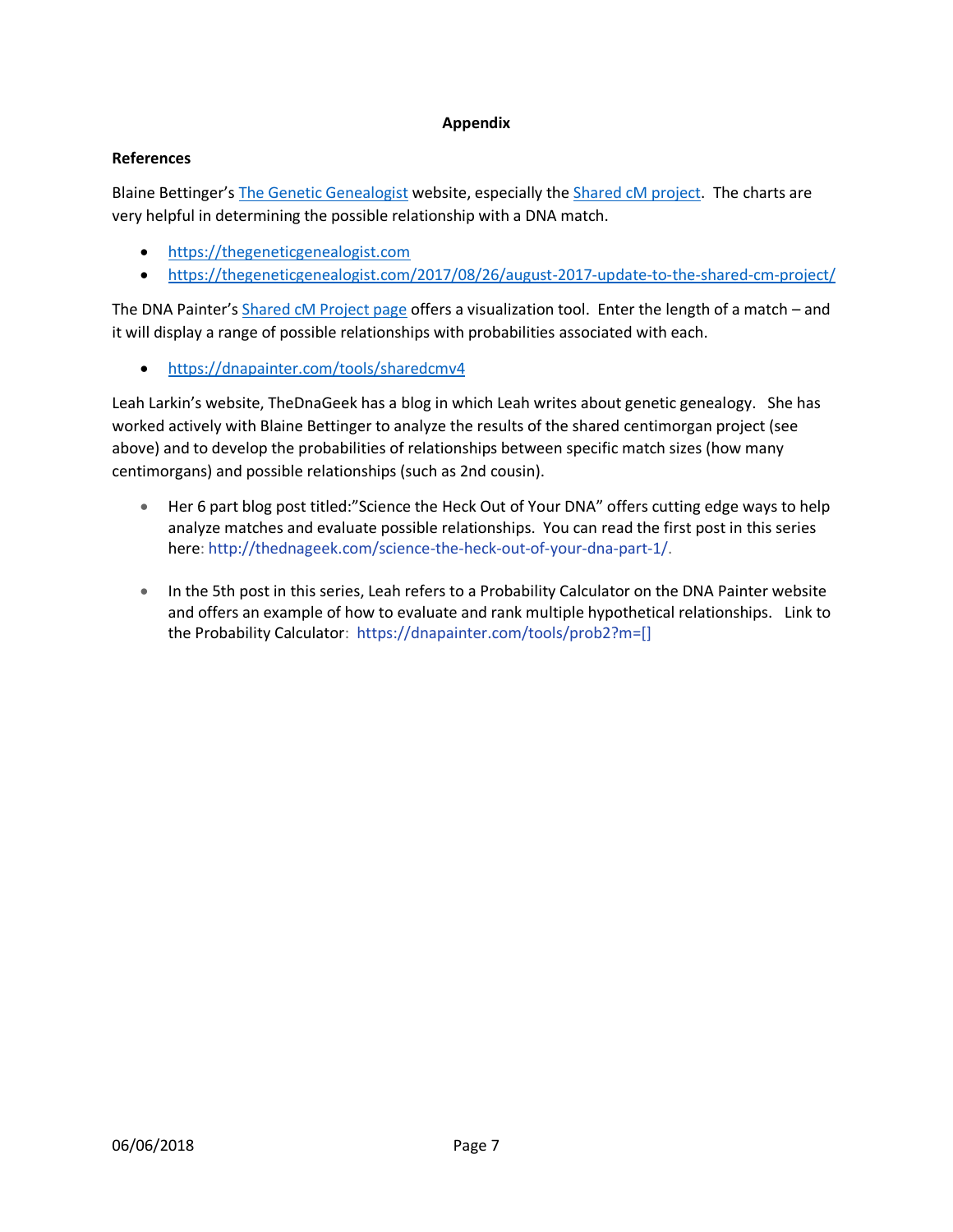## Appendix

### References

Blaine Bettinger's The Genetic Genealogist website, especially the Shared cM project. The charts are very helpful in determining the possible relationship with a DNA match.

- https://thegeneticgenealogist.com
- https://thegeneticgenealogist.com/2017/08/26/august-2017-update-to-the-shared-cm-project/

The DNA Painter's Shared cM Project page offers a visualization tool. Enter the length of a match – and it will display a range of possible relationships with probabilities associated with each.

- https://dnapainter.com/tools/sharedcmv4

Leah Larkin's website, TheDnaGeek has a blog in which Leah writes about genetic genealogy. She has worked actively with Blaine Bettinger to analyze the results of the shared centimorgan project (see above) and to develop the probabilities of relationships between specific match sizes (how many centimorgans) and possible relationships (such as 2nd cousin).

- Her 6 part blog post titled:"Science the Heck Out of Your DNA" offers cutting edge ways to help analyze matches and evaluate possible relationships. You can read the first post in this series here: http://thednageek.com/science-the-heck-out-of-your-dna-part-1/.
- In the 5th post in this series, Leah refers to a Probability Calculator on the DNA Painter website and offers an example of how to evaluate and rank multiple hypothetical relationships. Link to the Probability Calculator: https://dnapainter.com/tools/prob2?m=[]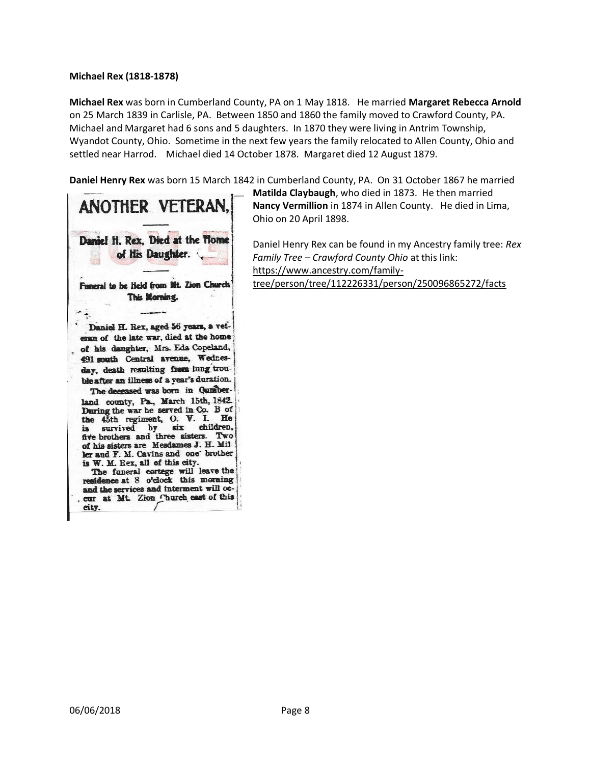**Michael Rex (1818-1878)**

**Michael Rex** was born in Cumberland County, PA on 1 May 1818. He married **Margaret Rebecca Arnold** on 25 March 1839 in Carlisle, PA. Between 1850 and 1860 the family moved to Crawford County, PA. Michael and Margaret had 6 sons and 5 daughters. In 1870 they were living in Antrim Township, Wyandot County, Ohio. Sometime in the next few years the family relocated to Allen County, Ohio and settled near Harrod. Michael died 14 October 1878. Margaret died 12 August 1879.

**Daniel Henry Rex** was born 15 March 1842 in Cumberland County, PA. On 31 October 1867 he married **Matilda Claybaugh**, who died in 1873. He then married **Nancy Vermillion** in 1874 in Allen County. He died in Lima, Ohio on 20 April 1898.

ANOTHER VETERAN,

Daniel H. Rex, Died at the Home of His Daughter.

Funeral to be Held from Mt. Zion Church This Morning.

Daniel H. Rex, aged 56 years, a veteran of the late war, died at the home of his daughter, Mrs. Eda Copeland, 491 south Central avenue, Wednesday, death resulting from lung trouble after an illness of a year's duration.

The deceased was born in Cumberland county, Pa., March 15th, 1842. During the war he served in Co. B of the 45th regiment, O. V. I. He is survived by six children, five brothers and three sisters. Two of his sisters are Mesdames J. H. Miller and F. M. Cavins and one brother is W. M. Rex, all of this city.

The funeral cortege will leave the residence at 8 o'clock this morning and the services and interment will occur at Mt. Zion Church east of this city.

Daniel Henry Rex can be found in my Ancestry family tree: *Rex Family Tree – Crawford County Ohio* at this link: https://www.ancestry.com/family-tree/person/tree/112226331/person/250096865272/facts

06/06/2018